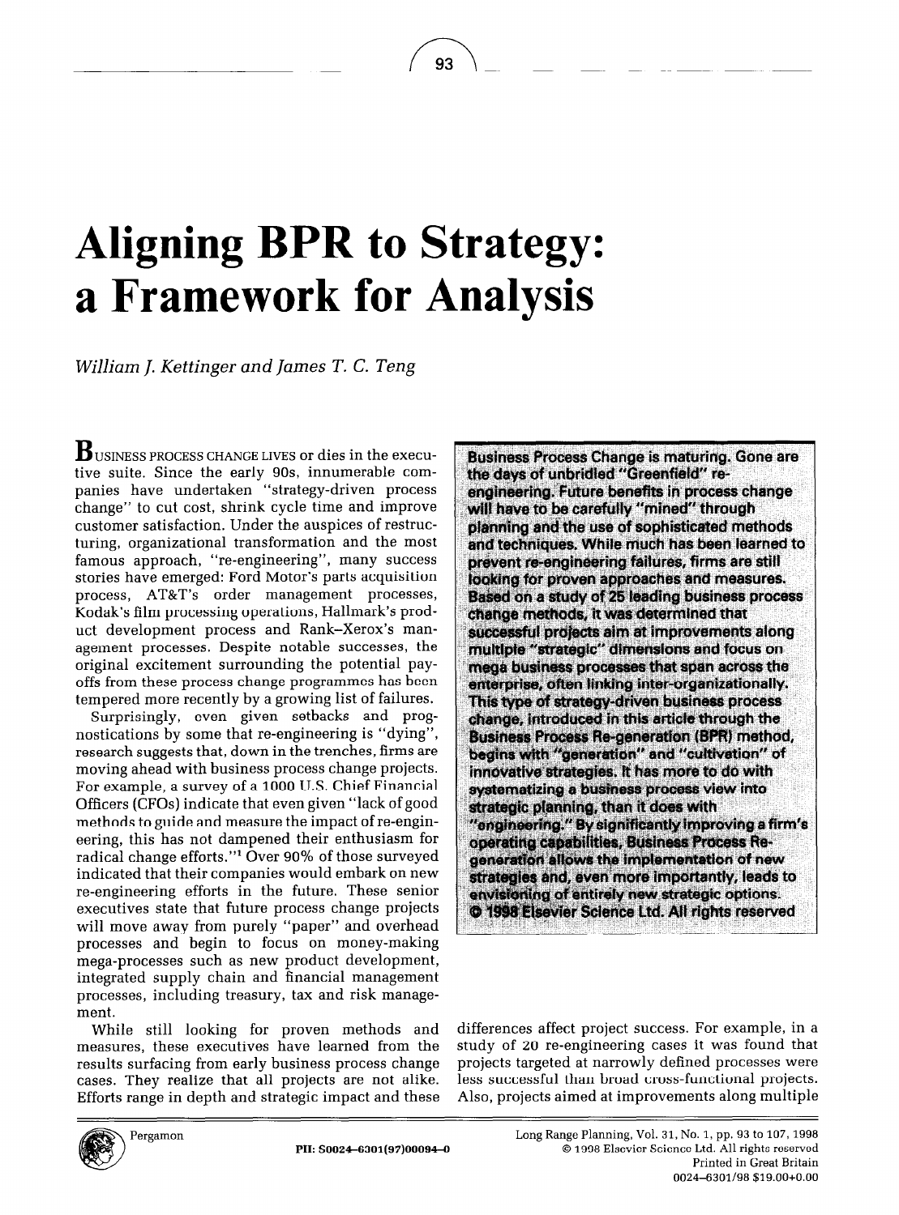# Aligning BPR to Strategy: a Framework for Analysis

*William J. Kettinger and James T. C. Teng*

**Business Process Change is maturing. Gone are the days of unbridled "Greenfield" re-engineering. Future benefits in process change will have to be carefully "mined" through planning and the use of sophisticated methods and techniques. While much has been learned to prevent re-engineering failures, firms are still looking for proven approaches and measures. Based on a study of 25 leading business process change methods, it was determined that successful projects aim at improvements along multiple "strategic" dimensions and focus on mega business processes that span across the enterprise, often linking inter-organizationally. This type of strategy-driven business process change, introduced in this article through the Business Process Re-generation (BPR) method, begins with "generation" and "cultivation" of innovative strategies. It has more to do with systematizing a business process view into strategic planning, than it does with "engineering." By significantly improving a firm's operating capabilities, Business Process Re-generation allows the implementation of new strategies and, even more importantly, leads to envisioning of entirely new strategic options. © 1998 Elsevier Science Ltd. All rights reserved**

Business process change lives or dies in the executive suite. Since the early 90s, innumerable companies have undertaken "strategy-driven process change" to cut cost, shrink cycle time and improve customer satisfaction. Under the auspices of restructuring, organizational transformation and the most famous approach, "re-engineering", many success stories have emerged: Ford Motor's parts acquisition process, AT&T's order management processes, Kodak's film processing operations, Hallmark's product development process and Rank–Xerox's management processes. Despite notable successes, the original excitement surrounding the potential payoffs from these process change programmes has been tempered more recently by a growing list of failures.

Surprisingly, even given setbacks and prognostications by some that re-engineering is "dying", research suggests that, down in the trenches, firms are moving ahead with business process change projects. For example, a survey of a 1000 U.S. Chief Financial Officers (CFOs) indicate that even given "lack of good methods to guide and measure the impact of re-engineering, this has not dampened their enthusiasm for radical change efforts."[1] Over 90% of those surveyed indicated that their companies would embark on new re-engineering efforts in the future. These senior executives state that future process change projects will move away from purely "paper" and overhead processes and begin to focus on money-making mega-processes such as new product development, integrated supply chain and financial management processes, including treasury, tax and risk management.

While still looking for proven methods and measures, these executives have learned from the results surfacing from early business process change cases. They realize that all projects are not alike. Efforts range in depth and strategic impact and these differences affect project success. For example, in a study of 20 re-engineering cases it was found that projects targeted at narrowly defined processes were less successful than broad cross-functional projects. Also, projects aimed at improvements along multiple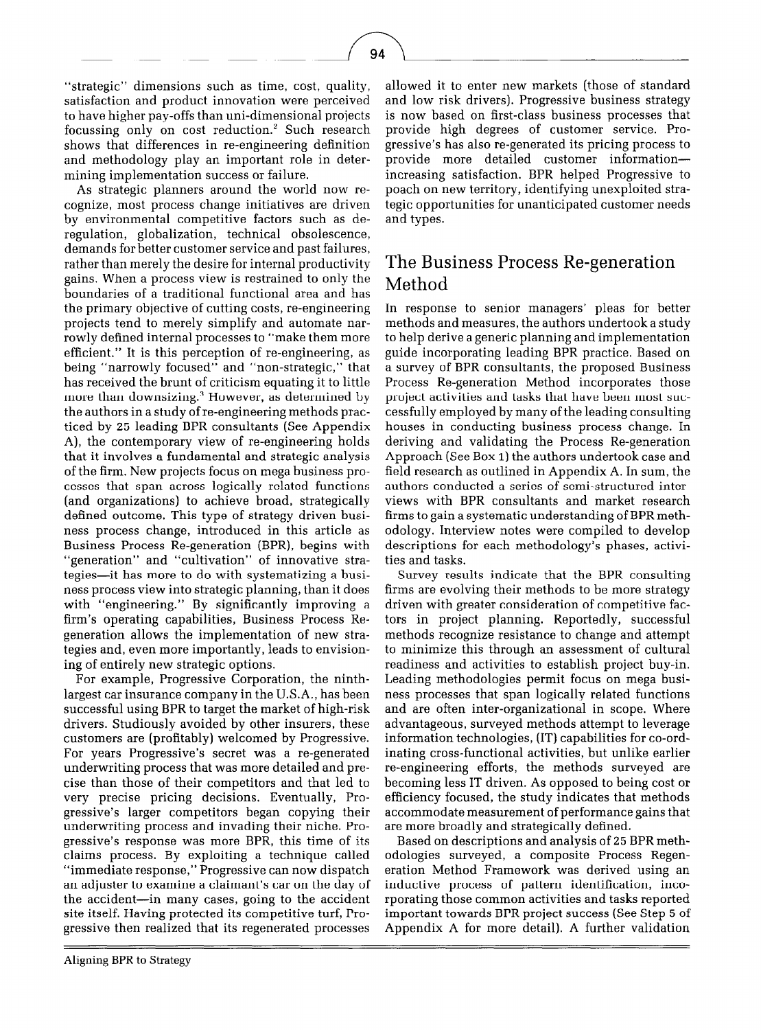"strategic" dimensions such as time, cost, quality, satisfaction and product innovation were perceived to have higher pay-offs than uni-dimensional projects focussing only on cost reduction.[2] Such research shows that differences in re-engineering definition and methodology play an important role in determining implementation success or failure.

As strategic planners around the world now recognize, most process change initiatives are driven by environmental competitive factors such as deregulation, globalization, technical obsolescence, demands for better customer service and past failures, rather than merely the desire for internal productivity gains. When a process view is restrained to only the boundaries of a traditional functional area and has the primary objective of cutting costs, re-engineering projects tend to merely simplify and automate narrowly defined internal processes to "make them more efficient." It is this perception of re-engineering, as being "narrowly focused" and "non-strategic," that has received the brunt of criticism equating it to little more than downsizing.[3] However, as determined by the authors in a study of re-engineering methods practiced by 25 leading BPR consultants (See Appendix A), the contemporary view of re-engineering holds that it involves a fundamental and strategic analysis of the firm. New projects focus on mega business processes that span across logically related functions (and organizations) to achieve broad, strategically defined outcome. This type of strategy driven business process change, introduced in this article as Business Process Re-generation (BPR), begins with "generation" and "cultivation" of innovative strategies—it has more to do with systematizing a business process view into strategic planning, than it does with "engineering." By significantly improving a firm's operating capabilities, Business Process Re-generation allows the implementation of new strategies and, even more importantly, leads to envisioning of entirely new strategic options.

For example, Progressive Corporation, the ninth-largest car insurance company in the U.S.A., has been successful using BPR to target the market of high-risk drivers. Studiously avoided by other insurers, these customers are (profitably) welcomed by Progressive. For years Progressive's secret was a re-generated underwriting process that was more detailed and precise than those of their competitors and that led to very precise pricing decisions. Eventually, Progressive's larger competitors began copying their underwriting process and invading their niche. Progressive's response was more BPR, this time of its claims process. By exploiting a technique called "immediate response," Progressive can now dispatch an adjuster to examine a claimant's car on the day of the accident—in many cases, going to the accident site itself. Having protected its competitive turf, Progressive then realized that its regenerated processes allowed it to enter new markets (those of standard and low risk drivers). Progressive business strategy is now based on first-class business processes that provide high degrees of customer service. Progressive's has also re-generated its pricing process to provide more detailed customer information—increasing satisfaction. BPR helped Progressive to poach on new territory, identifying unexploited strategic opportunities for unanticipated customer needs and types.

## The Business Process Re-generation Method

In response to senior managers' pleas for better methods and measures, the authors undertook a study to help derive a generic planning and implementation guide incorporating leading BPR practice. Based on a survey of BPR consultants, the proposed Business Process Re-generation Method incorporates those project activities and tasks that have been most successfully employed by many of the leading consulting houses in conducting business process change. In deriving and validating the Process Re-generation Approach (See Box 1) the authors undertook case and field research as outlined in Appendix A. In sum, the authors conducted a series of semi-structured interviews with BPR consultants and market research firms to gain a systematic understanding of BPR methodology. Interview notes were compiled to develop descriptions for each methodology's phases, activities and tasks.

Survey results indicate that the BPR consulting firms are evolving their methods to be more strategy driven with greater consideration of competitive factors in project planning. Reportedly, successful methods recognize resistance to change and attempt to minimize this through an assessment of cultural readiness and activities to establish project buy-in. Leading methodologies permit focus on mega business processes that span logically related functions and are often inter-organizational in scope. Where advantageous, surveyed methods attempt to leverage information technologies, (IT) capabilities for co-ordinating cross-functional activities, but unlike earlier re-engineering efforts, the methods surveyed are becoming less IT driven. As opposed to being cost or efficiency focused, the study indicates that methods accommodate measurement of performance gains that are more broadly and strategically defined.

Based on descriptions and analysis of 25 BPR methodologies surveyed, a composite Process Regeneration Method Framework was derived using an inductive process of pattern identification, incorporating those common activities and tasks reported important towards BPR project success (See Step 5 of Appendix A for more detail). A further validation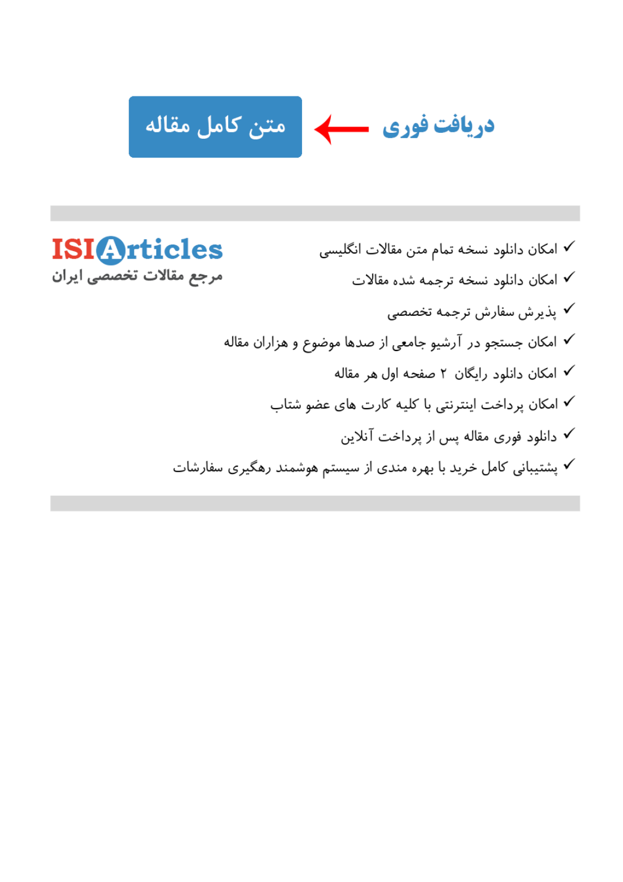دریافت فوری ← **متن کامل مقاله**

**ISIArticles**
مرجع مقالات تخصصی ایران

- ✓ امکان دانلود نسخه تمام متن مقالات انگلیسی
- ✓ امکان دانلود نسخه ترجمه شده مقالات
- ✓ پذیرش سفارش ترجمه تخصصی
- ✓ امکان جستجو در آرشیو جامعی از صدها موضوع و هزاران مقاله
- ✓ امکان دانلود رایگان ۲ صفحه اول هر مقاله
- ✓ امکان پرداخت اینترنتی با کلیه کارت های عضو شتاب
- ✓ دانلود فوری مقاله پس از پرداخت آنلاین
- ✓ پشتیبانی کامل خرید با بهره مندی از سیستم هوشمند رهگیری سفارشات